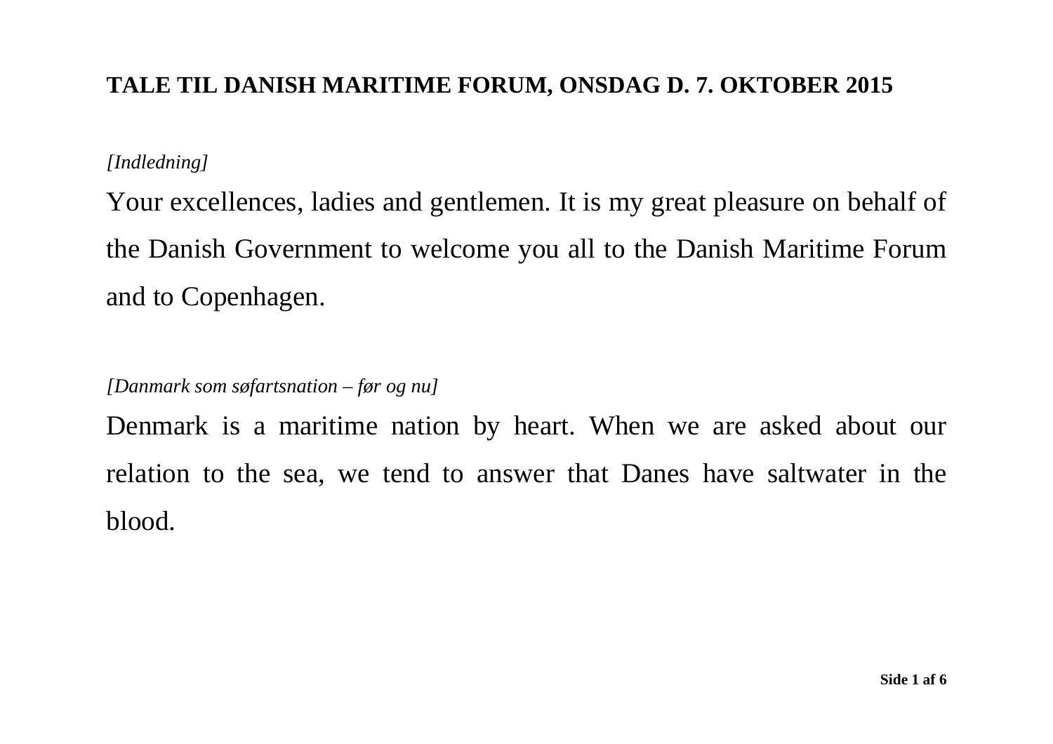# TALE TIL DANISH MARITIME FORUM, ONSDAG D. 7. OKTOBER 2015

*[Indledning]*

Your excellences, ladies and gentlemen. It is my great pleasure on behalf of the Danish Government to welcome you all to the Danish Maritime Forum and to Copenhagen.

*[Danmark som søfartsnation – før og nu]*

Denmark is a maritime nation by heart. When we are asked about our relation to the sea, we tend to answer that Danes have saltwater in the blood.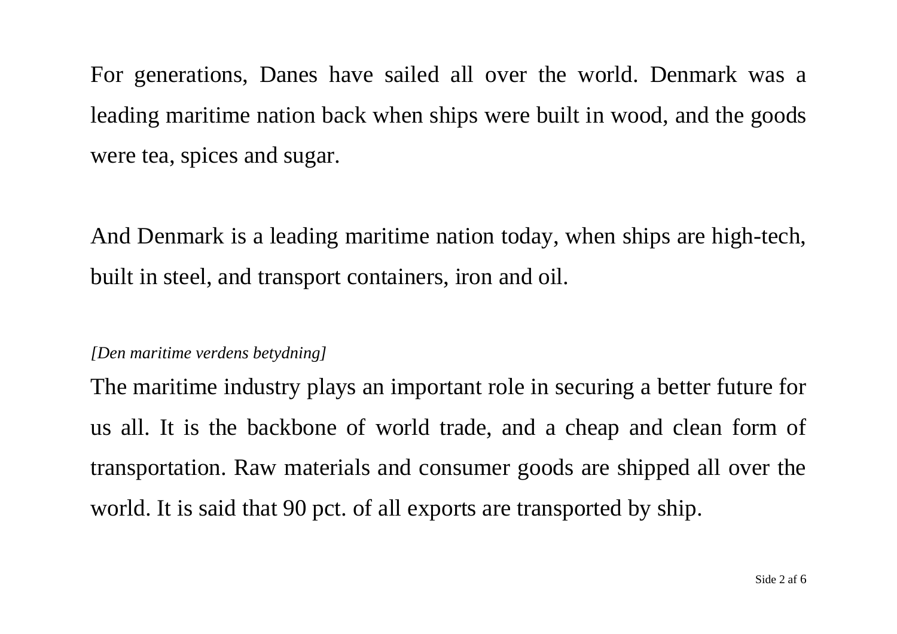For generations, Danes have sailed all over the world. Denmark was a leading maritime nation back when ships were built in wood, and the goods were tea, spices and sugar.

And Denmark is a leading maritime nation today, when ships are high-tech, built in steel, and transport containers, iron and oil.

*[Den maritime verdens betydning]*

The maritime industry plays an important role in securing a better future for us all. It is the backbone of world trade, and a cheap and clean form of transportation. Raw materials and consumer goods are shipped all over the world. It is said that 90 pct. of all exports are transported by ship.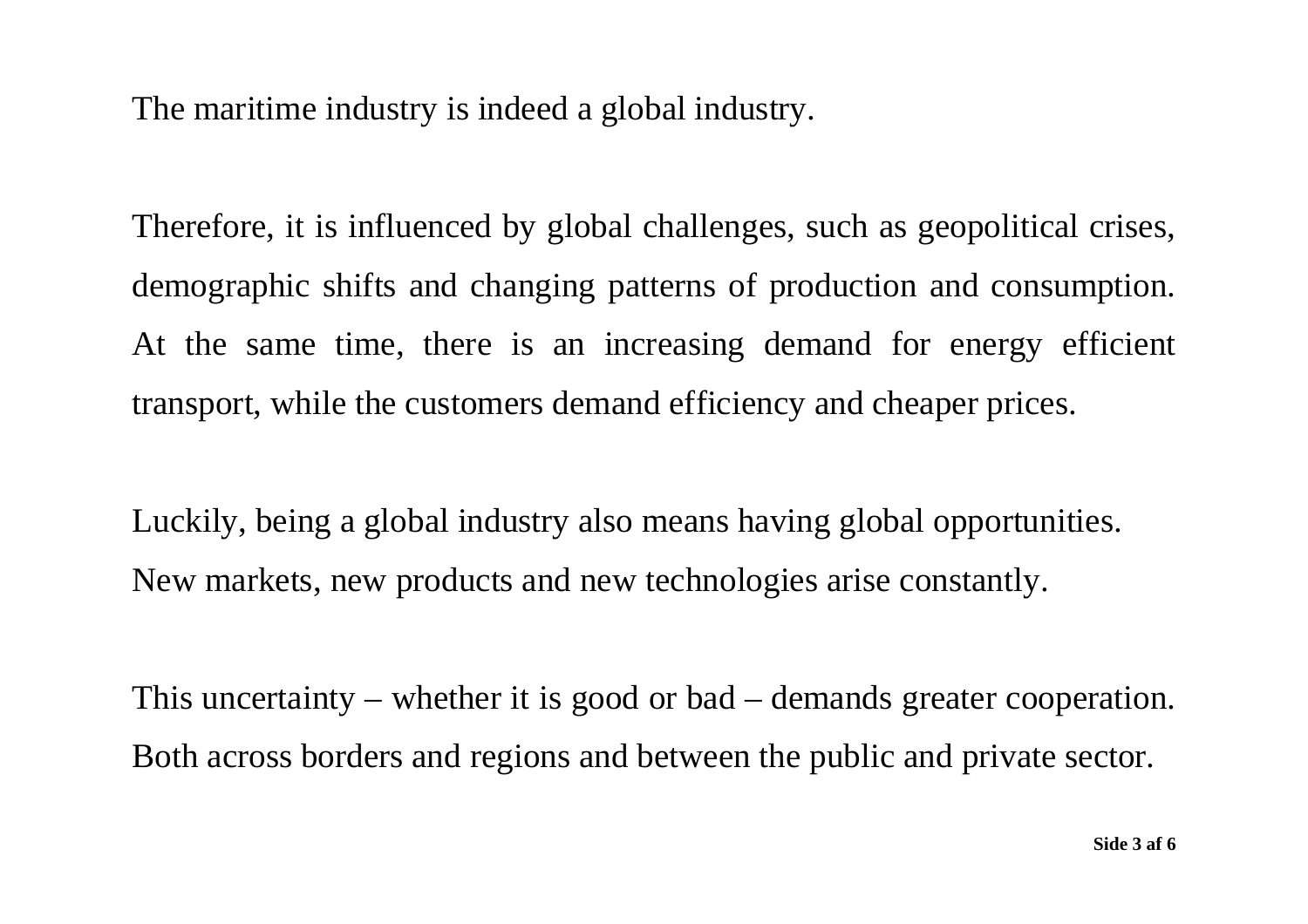The maritime industry is indeed a global industry.

Therefore, it is influenced by global challenges, such as geopolitical crises, demographic shifts and changing patterns of production and consumption. At the same time, there is an increasing demand for energy efficient transport, while the customers demand efficiency and cheaper prices.

Luckily, being a global industry also means having global opportunities. New markets, new products and new technologies arise constantly.

This uncertainty – whether it is good or bad – demands greater cooperation. Both across borders and regions and between the public and private sector.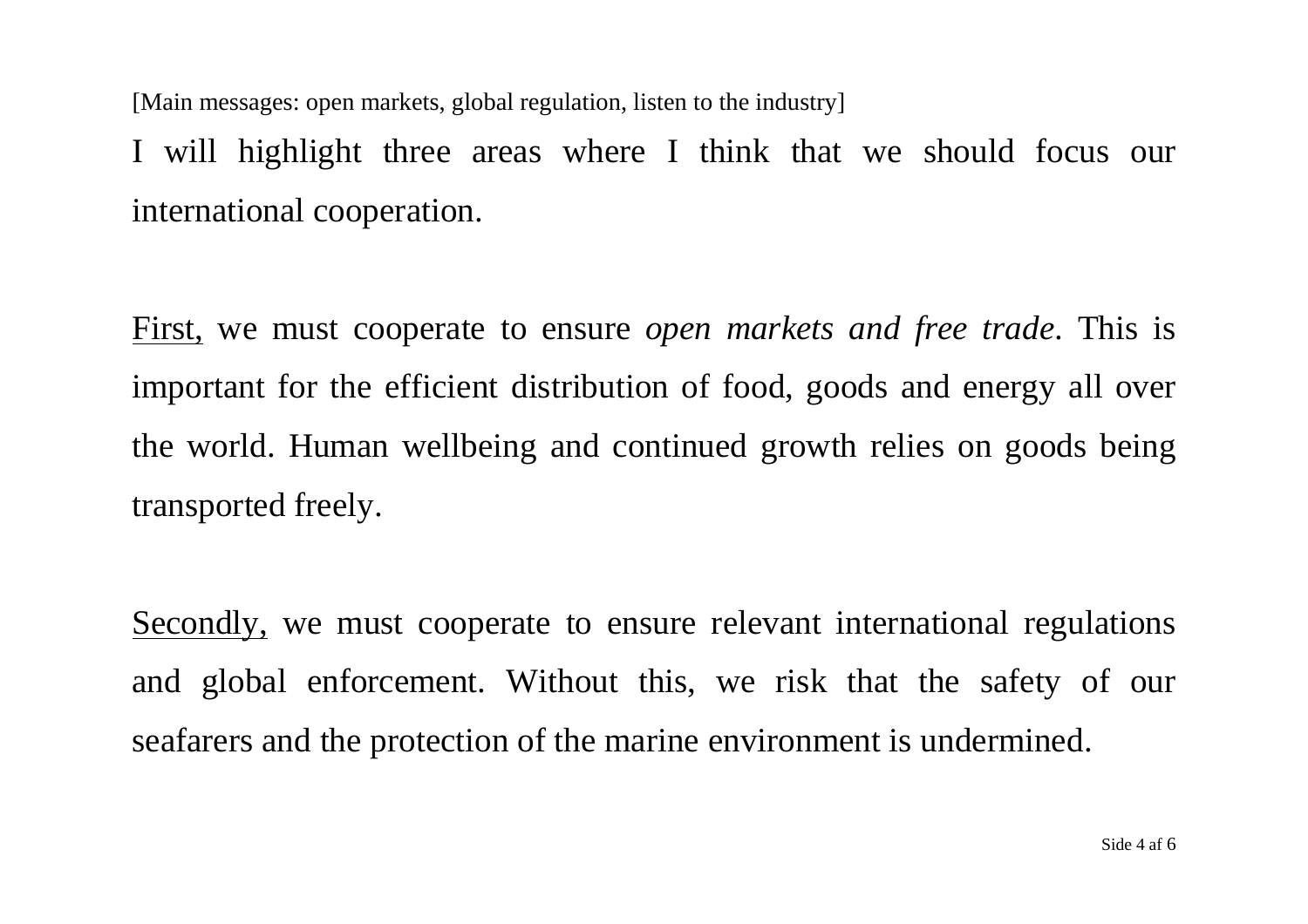[Main messages: open markets, global regulation, listen to the industry]

I will highlight three areas where I think that we should focus our international cooperation.

<u>First,</u> we must cooperate to ensure *open markets and free trade*. This is important for the efficient distribution of food, goods and energy all over the world. Human wellbeing and continued growth relies on goods being transported freely.

<u>Secondly,</u> we must cooperate to ensure relevant international regulations and global enforcement. Without this, we risk that the safety of our seafarers and the protection of the marine environment is undermined.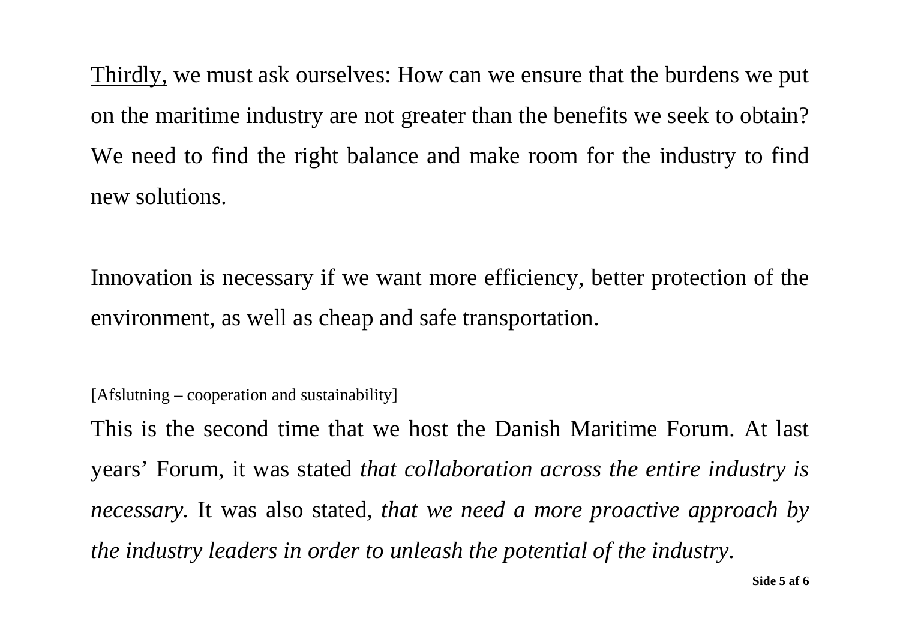<u>Thirdly,</u> we must ask ourselves: How can we ensure that the burdens we put on the maritime industry are not greater than the benefits we seek to obtain? We need to find the right balance and make room for the industry to find new solutions.

Innovation is necessary if we want more efficiency, better protection of the environment, as well as cheap and safe transportation.

[Afslutning – cooperation and sustainability]

This is the second time that we host the Danish Maritime Forum. At last years' Forum, it was stated *that collaboration across the entire industry is necessary*. It was also stated, *that we need a more proactive approach by the industry leaders in order to unleash the potential of the industry*.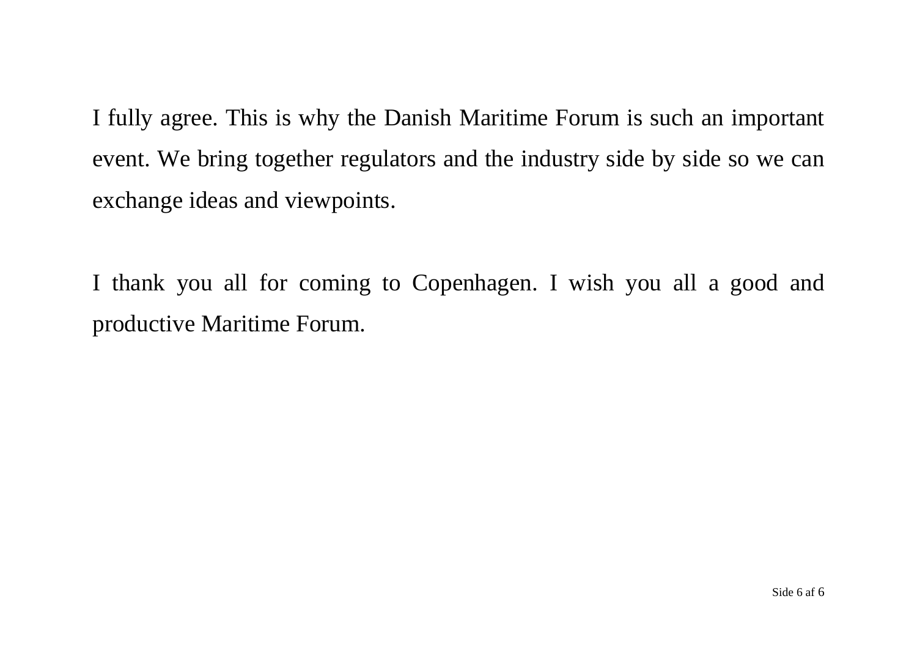I fully agree. This is why the Danish Maritime Forum is such an important event. We bring together regulators and the industry side by side so we can exchange ideas and viewpoints.

I thank you all for coming to Copenhagen. I wish you all a good and productive Maritime Forum.